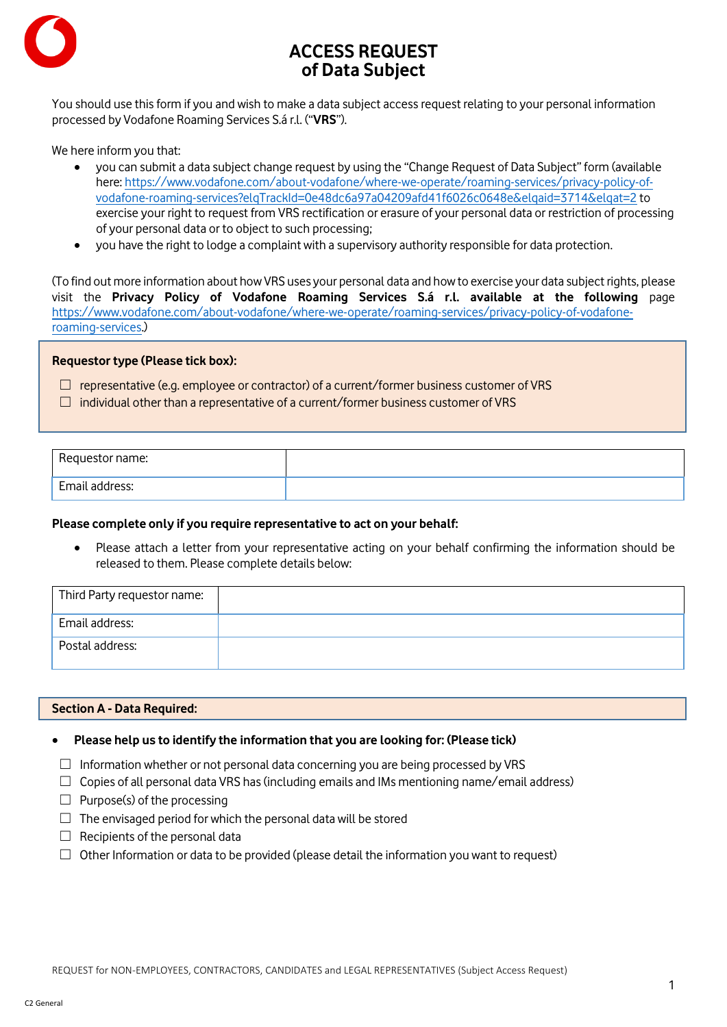# ACCESS REQUEST
## of Data Subject

You should use this form if you and wish to make a data subject access request relating to your personal information processed by Vodafone Roaming Services S.á r.l. ("**VRS**").

We here inform you that:

- you can submit a data subject change request by using the "Change Request of Data Subject" form (available here: https://www.vodafone.com/about-vodafone/where-we-operate/roaming-services/privacy-policy-of-vodafone-roaming-services?elqTrackId=0e48dc6a97a04209afd41f6026c0648e&elqaid=3714&elqat=2 to exercise your right to request from VRS rectification or erasure of your personal data or restriction of processing of your personal data or to object to such processing;
- you have the right to lodge a complaint with a supervisory authority responsible for data protection.

(To find out more information about how VRS uses your personal data and how to exercise your data subject rights, please visit the **Privacy Policy of Vodafone Roaming Services S.á r.l. available at the following** page https://www.vodafone.com/about-vodafone/where-we-operate/roaming-services/privacy-policy-of-vodafone-roaming-services.)

**Requestor type (Please tick box):**

☐ representative (e.g. employee or contractor) of a current/former business customer of VRS
☐ individual other than a representative of a current/former business customer of VRS

| Requestor name: | |
|---|---|
| Email address: | |

**Please complete only if you require representative to act on your behalf:**

- Please attach a letter from your representative acting on your behalf confirming the information should be released to them. Please complete details below:

| Third Party requestor name: | |
|---|---|
| Email address: | |
| Postal address: | |

**Section A - Data Required:**

- **Please help us to identify the information that you are looking for: (Please tick)**

☐ Information whether or not personal data concerning you are being processed by VRS
☐ Copies of all personal data VRS has (including emails and IMs mentioning name/email address)
☐ Purpose(s) of the processing
☐ The envisaged period for which the personal data will be stored
☐ Recipients of the personal data
☐ Other Information or data to be provided (please detail the information you want to request)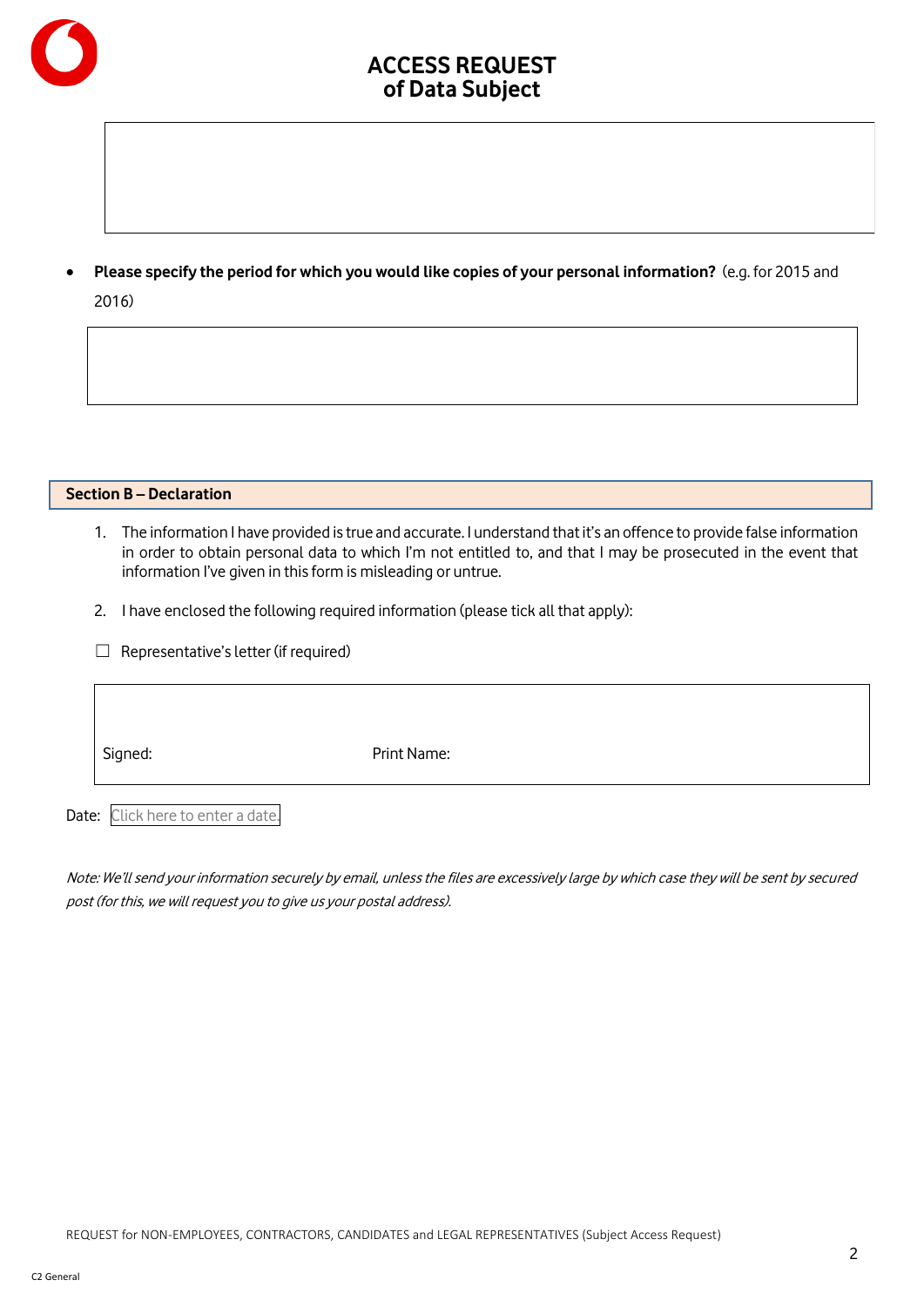# ACCESS REQUEST
# of Data Subject

- **Please specify the period for which you would like copies of your personal information?** (e.g. for 2015 and 2016)

**Section B – Declaration**

1. The information I have provided is true and accurate. I understand that it's an offence to provide false information in order to obtain personal data to which I'm not entitled to, and that I may be prosecuted in the event that information I've given in this form is misleading or untrue.

2. I have enclosed the following required information (please tick all that apply):

☐ Representative's letter (if required)

Signed: Print Name:

Date: Click here to enter a date.

*Note: We'll send your information securely by email, unless the files are excessively large by which case they will be sent by secured post (for this, we will request you to give us your postal address).*

REQUEST for NON-EMPLOYEES, CONTRACTORS, CANDIDATES and LEGAL REPRESENTATIVES (Subject Access Request)

C2 General